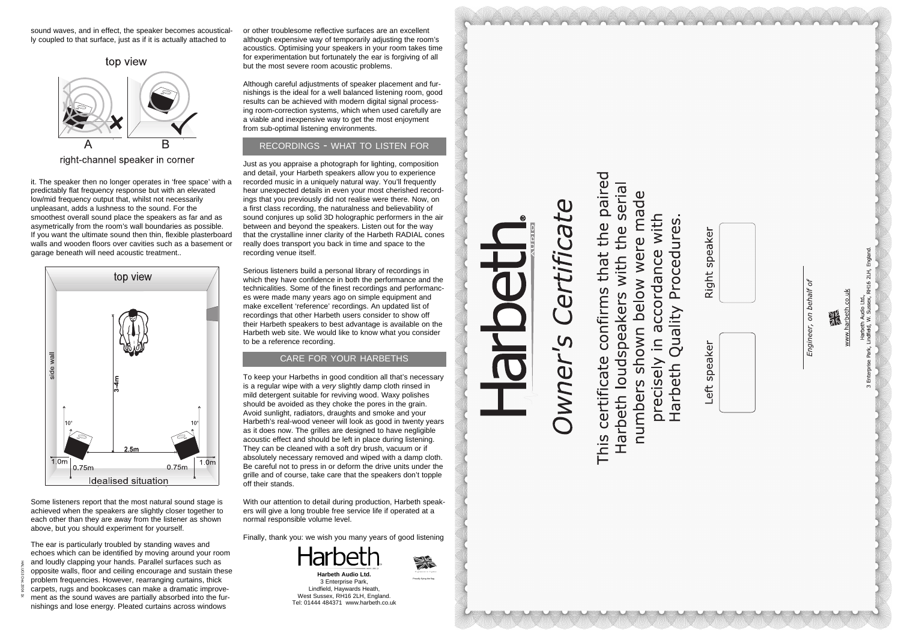sound waves, and in effect, the speaker becomes acoustically coupled to that surface, just as if it is actually attached to

top view

A B

right-channel speaker in corner

it. The speaker then no longer operates in 'free space' with a predictably flat frequency response but with an elevated low/mid frequency output that, whilst not necessarily unpleasant, adds a lushness to the sound. For the smoothest overall sound place the speakers as far and as asymetrically from the room's wall boundaries as possible. If you want the ultimate sound then thin, flexible plasterboard walls and wooden floors over cavities such as a basement or garage beneath will need acoustic treatment..

top view

side wall

3-4m

10° 10°

2.5m

1.0m 0.75m 0.75m 1.0m

Idealised situation

Some listeners report that the most natural sound stage is achieved when the speakers are slightly closer together to each other than they are away from the listener as shown above, but you should experiment for yourself.

The ear is particularly troubled by standing waves and echoes which can be identified by moving around your room and loudly clapping your hands. Parallel surfaces such as opposite walls, floor and ceiling encourage and sustain these problem frequencies. However, rearranging curtains, thick carpets, rugs and bookcases can make a dramatic improvement as the sound waves are partially absorbed into the furnishings and lose energy. Pleated curtains across windows or other troublesome reflective surfaces are an excellent although expensive way of temporarily adjusting the room's acoustics. Optimising your speakers in your room takes time for experimentation but fortunately the ear is forgiving of all but the most severe room acoustic problems.

Although careful adjustments of speaker placement and furnishings is the ideal for a well balanced listening room, good results can be achieved with modern digital signal processing room-correction systems, which when used carefully are a viable and inexpensive way to get the most enjoyment from sub-optimal listening environments.

## RECORDINGS - WHAT TO LISTEN FOR

Just as you appraise a photograph for lighting, composition and detail, your Harbeth speakers allow you to experience recorded music in a uniquely natural way. You'll frequently hear unexpected details in even your most cherished recordings that you previously did not realise were there. Now, on a first class recording, the naturalness and believability of sound conjures up solid 3D holographic performers in the air between and beyond the speakers. Listen out for the way that the crystalline inner clarity of the Harbeth RADIAL cones really does transport you back in time and space to the recording venue itself.

Serious listeners build a personal library of recordings in which they have confidence in both the performance and the technicalities. Some of the finest recordings and performances were made many years ago on simple equipment and make excellent 'reference' recordings. An updated list of recordings that other Harbeth users consider to show off their Harbeth speakers to best advantage is available on the Harbeth web site. We would like to know what you consider to be a reference recording.

## CARE FOR YOUR HARBETHS

To keep your Harbeths in good condition all that's necessary is a regular wipe with a *very* slightly damp cloth rinsed in mild detergent suitable for reviving wood. Waxy polishes should be avoided as they choke the pores in the grain. Avoid sunlight, radiators, draughts and smoke and your Harbeth's real-wood veneer will look as good in twenty years as it does now. The grilles are designed to have negligible acoustic effect and should be left in place during listening. They can be cleaned with a soft dry brush, vacuum or if absolutely necessary removed and wiped with a damp cloth. Be careful not to press in or deform the drive units under the grille and of course, take care that the speakers don't topple off their stands.

With our attention to detail during production, Harbeth speakers will give a long trouble free service life if operated at a normal responsible volume level.

Finally, thank you: we wish you many years of good listening

Harbeth

**Harbeth Audio Ltd.**
3 Enterprise Park,
Lindfield, Haywards Heath,
West Sussex, RH16 2LH, England.
Tel: 01444 484371 www.harbeth.co.uk

Proudly flying the flag

# Harbeth® AUDIO

## *Owner's Certificate*

This certificate confirms that the paired Harbeth loudspeakers with the serial numbers shown below were made precisely in accordance with Harbeth Quality Procedures.

Left speaker

Right speaker

*Engineer, on behalf of*

www.harbeth.co.uk

Harbeth Audio Ltd.,
3 Enterprise Park, Lindfield, W. Sussex, RH16 2LH, England.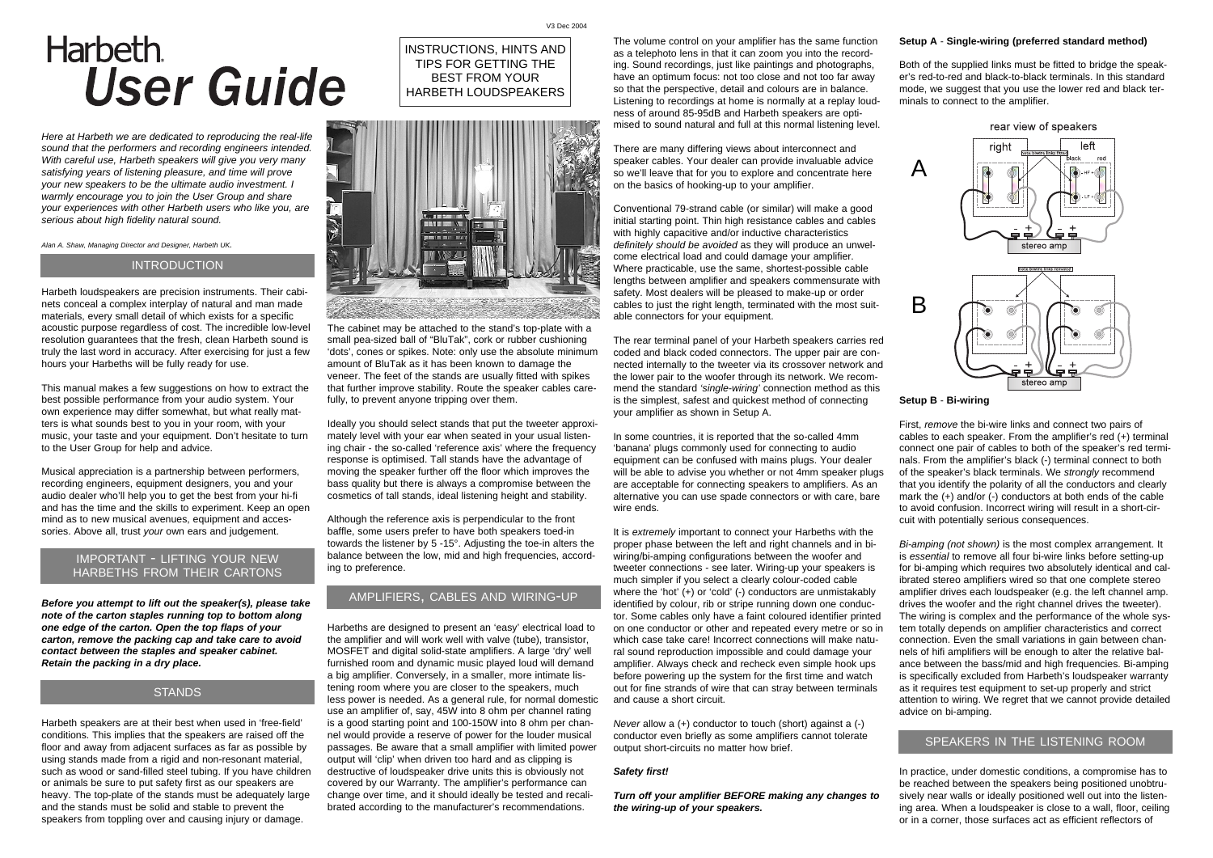V3 Dec 2004

# Harbeth. User Guide

INSTRUCTIONS, HINTS AND TIPS FOR GETTING THE BEST FROM YOUR HARBETH LOUDSPEAKERS

*Here at Harbeth we are dedicated to reproducing the real-life sound that the performers and recording engineers intended. With careful use, Harbeth speakers will give you very many satisfying years of listening pleasure, and time will prove your new speakers to be the ultimate audio investment. I warmly encourage you to join the User Group and share your experiences with other Harbeth users who like you, are serious about high fidelity natural sound.*

*Alan A. Shaw, Managing Director and Designer, Harbeth UK.*

## INTRODUCTION

Harbeth loudspeakers are precision instruments. Their cabinets conceal a complex interplay of natural and man made materials, every small detail of which exists for a specific acoustic purpose regardless of cost. The incredible low-level resolution guarantees that the fresh, clean Harbeth sound is truly the last word in accuracy. After exercising for just a few hours your Harbeths will be fully ready for use.

This manual makes a few suggestions on how to extract the best possible performance from your audio system. Your own experience may differ somewhat, but what really matters is what sounds best to you in your room, with your music, your taste and your equipment. Don't hesitate to turn to the User Group for help and advice.

Musical appreciation is a partnership between performers, recording engineers, equipment designers, you and your audio dealer who'll help you to get the best from your hi-fi and has the time and the skills to experiment. Keep an open mind as to new musical avenues, equipment and accessories. Above all, trust *your* own ears and judgement.

## IMPORTANT - LIFTING YOUR NEW HARBETHS FROM THEIR CARTONS

***Before you attempt to lift out the speaker(s), please take note of the carton staples running top to bottom along one edge of the carton. Open the top flaps of your carton, remove the packing cap and take care to avoid contact between the staples and speaker cabinet. Retain the packing in a dry place.***

## STANDS

Harbeth speakers are at their best when used in 'free-field' conditions. This implies that the speakers are raised off the floor and away from adjacent surfaces as far as possible by using stands made from a rigid and non-resonant material, such as wood or sand-filled steel tubing. If you have children or animals be sure to put safety first as our speakers are heavy. The top-plate of the stands must be adequately large and the stands must be solid and stable to prevent the speakers from toppling over and causing injury or damage.

The cabinet may be attached to the stand's top-plate with a small pea-sized ball of "BluTak", cork or rubber cushioning 'dots', cones or spikes. Note: only use the absolute minimum amount of BluTak as it has been known to damage the veneer. The feet of the stands are usually fitted with spikes that further improve stability. Route the speaker cables carefully, to prevent anyone tripping over them.

Ideally you should select stands that put the tweeter approximately level with your ear when seated in your usual listening chair - the so-called 'reference axis' where the frequency response is optimised. Tall stands have the advantage of moving the speaker further off the floor which improves the bass quality but there is always a compromise between the cosmetics of tall stands, ideal listening height and stability.

Although the reference axis is perpendicular to the front baffle, some users prefer to have both speakers toed-in towards the listener by 5 -15°. Adjusting the toe-in alters the balance between the low, mid and high frequencies, according to preference.

## AMPLIFIERS, CABLES AND WIRING-UP

Harbeths are designed to present an 'easy' electrical load to the amplifier and will work well with valve (tube), transistor, MOSFET and digital solid-state amplifiers. A large 'dry' well furnished room and dynamic music played loud will demand a big amplifier. Conversely, in a smaller, more intimate listening room where you are closer to the speakers, much less power is needed. As a general rule, for normal domestic use an amplifier of, say, 45W into 8 ohm per channel rating is a good starting point and 100-150W into 8 ohm per channel would provide a reserve of power for the louder musical passages. Be aware that a small amplifier with limited power output will 'clip' when driven too hard and as clipping is destructive of loudspeaker drive units this is obviously not covered by our Warranty. The amplifier's performance can change over time, and it should ideally be tested and recalibrated according to the manufacturer's recommendations.

The volume control on your amplifier has the same function as a telephoto lens in that it can zoom you into the recording. Sound recordings, just like paintings and photographs, have an optimum focus: not too close and not too far away so that the perspective, detail and colours are in balance. Listening to recordings at home is normally at a replay loudness of around 85-95dB and Harbeth speakers are optimised to sound natural and full at this normal listening level.

There are many differing views about interconnect and speaker cables. Your dealer can provide invaluable advice so we'll leave that for you to explore and concentrate here on the basics of hooking-up to your amplifier.

Conventional 79-strand cable (or similar) will make a good initial starting point. Thin high resistance cables and cables with highly capacitive and/or inductive characteristics *definitely should be avoided* as they will produce an unwelcome electrical load and could damage your amplifier. Where practicable, use the same, shortest-possible cable lengths between amplifier and speakers commensurate with safety. Most dealers will be pleased to make-up or order cables to just the right length, terminated with the most suitable connectors for your equipment.

The rear terminal panel of your Harbeth speakers carries red coded and black coded connectors. The upper pair are connected internally to the tweeter via its crossover network and the lower pair to the woofer through its network. We recommend the standard *'single-wiring'* connection method as this is the simplest, safest and quickest method of connecting your amplifier as shown in Setup A.

In some countries, it is reported that the so-called 4mm 'banana' plugs commonly used for connecting to audio equipment can be confused with mains plugs. Your dealer will be able to advise you whether or not 4mm speaker plugs are acceptable for connecting speakers to amplifiers. As an alternative you can use spade connectors or with care, bare wire ends.

It is *extremely* important to connect your Harbeths with the proper phase between the left and right channels and in bi-wiring/bi-amping configurations between the woofer and tweeter connections - see later. Wiring-up your speakers is much simpler if you select a clearly colour-coded cable where the 'hot' (+) or 'cold' (-) conductors are unmistakably identified by colour, rib or stripe running down one conductor. Some cables only have a faint coloured identifier printed on one conductor or other and repeated every metre or so in which case take care! Incorrect connections will make natural sound reproduction impossible and could damage your amplifier. Always check and recheck even simple hook ups before powering up the system for the first time and watch out for fine strands of wire that can stray between terminals and cause a short circuit.

*Never* allow a (+) conductor to touch (short) against a (-) conductor even briefly as some amplifiers cannot tolerate output short-circuits no matter how brief.

***Safety first!***

***Turn off your amplifier BEFORE making any changes to the wiring-up of your speakers.***

**Setup A - Single-wiring (preferred standard method)**

Both of the supplied links must be fitted to bridge the speaker's red-to-red and black-to-black terminals. In this standard mode, we suggest that you use the lower red and black terminals to connect to the amplifier.

rear view of speakers

A

right

left

note bi-wire links fitted

black

red

HF

LF

stereo amp

B

note bi-wire links removed

stereo amp

**Setup B - Bi-wiring**

First, *remove* the bi-wire links and connect two pairs of cables to each speaker. From the amplifier's red (+) terminal connect one pair of cables to both of the speaker's red terminals. From the amplifier's black (-) terminal connect to both of the speaker's black terminals. We *strongly* recommend that you identify the polarity of all the conductors and clearly mark the (+) and/or (-) conductors at both ends of the cable to avoid confusion. Incorrect wiring will result in a short-circuit with potentially serious consequences.

*Bi-amping (not shown)* is the most complex arrangement. It is *essential* to remove all four bi-wire links before setting-up for bi-amping which requires two absolutely identical and calibrated stereo amplifiers wired so that one complete stereo amplifier drives each loudspeaker (e.g. the left channel amp. drives the woofer and the right channel drives the tweeter). The wiring is complex and the performance of the whole system totally depends on amplifier characteristics and correct connection. Even the small variations in gain between channels of hifi amplifiers will be enough to alter the relative balance between the bass/mid and high frequencies. Bi-amping is specifically excluded from Harbeth's loudspeaker warranty as it requires test equipment to set-up properly and strict attention to wiring. We regret that we cannot provide detailed advice on bi-amping.

## SPEAKERS IN THE LISTENING ROOM

In practice, under domestic conditions, a compromise has to be reached between the speakers being positioned unobtrusively near walls or ideally positioned well out into the listening area. When a loudspeaker is close to a wall, floor, ceiling or in a corner, those surfaces act as efficient reflectors of